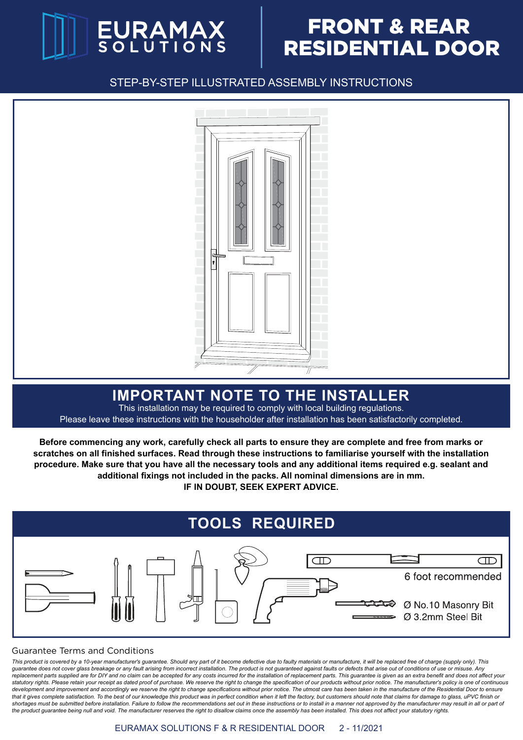# EURAMAX SOLUTIONS

# FRONT & REAR RESIDENTIAL DOOR

STEP-BY-STEP ILLUSTRATED ASSEMBLY INSTRUCTIONS

## IMPORTANT NOTE TO THE INSTALLER

This installation may be required to comply with local building regulations.
Please leave these instructions with the householder after installation has been satisfactorily completed.

**Before commencing any work, carefully check all parts to ensure they are complete and free from marks or scratches on all finished surfaces. Read through these instructions to familiarise yourself with the installation procedure. Make sure that you have all the necessary tools and any additional items required e.g. sealant and additional fixings not included in the packs. All nominal dimensions are in mm.**
**IF IN DOUBT, SEEK EXPERT ADVICE.**

## TOOLS REQUIRED

6 foot recommended

Ø No.10 Masonry Bit
Ø 3.2mm Steel Bit

### Guarantee Terms and Conditions

*This product is covered by a 10-year manufacturer's guarantee. Should any part of it become defective due to faulty materials or manufacture, it will be replaced free of charge (supply only). This guarantee does not cover glass breakage or any fault arising from incorrect installation. The product is not guaranteed against faults or defects that arise out of conditions of use or misuse. Any replacement parts supplied are for DIY and no claim can be accepted for any costs incurred for the installation of replacement parts. This guarantee is given as an extra benefit and does not affect your statutory rights. Please retain your receipt as dated proof of purchase. We reserve the right to change the specification of our products without prior notice. The manufacturer's policy is one of continuous development and improvement and accordingly we reserve the right to change specifications without prior notice. The utmost care has been taken in the manufacture of the Residential Door to ensure that it gives complete satisfaction. To the best of our knowledge this product was in perfect condition when it left the factory, but customers should note that claims for damage to glass, uPVC finish or shortages must be submitted before installation. Failure to follow the recommendations set out in these instructions or to install in a manner not approved by the manufacturer may result in all or part of the product guarantee being null and void. The manufacturer reserves the right to disallow claims once the assembly has been installed. This does not affect your statutory rights.*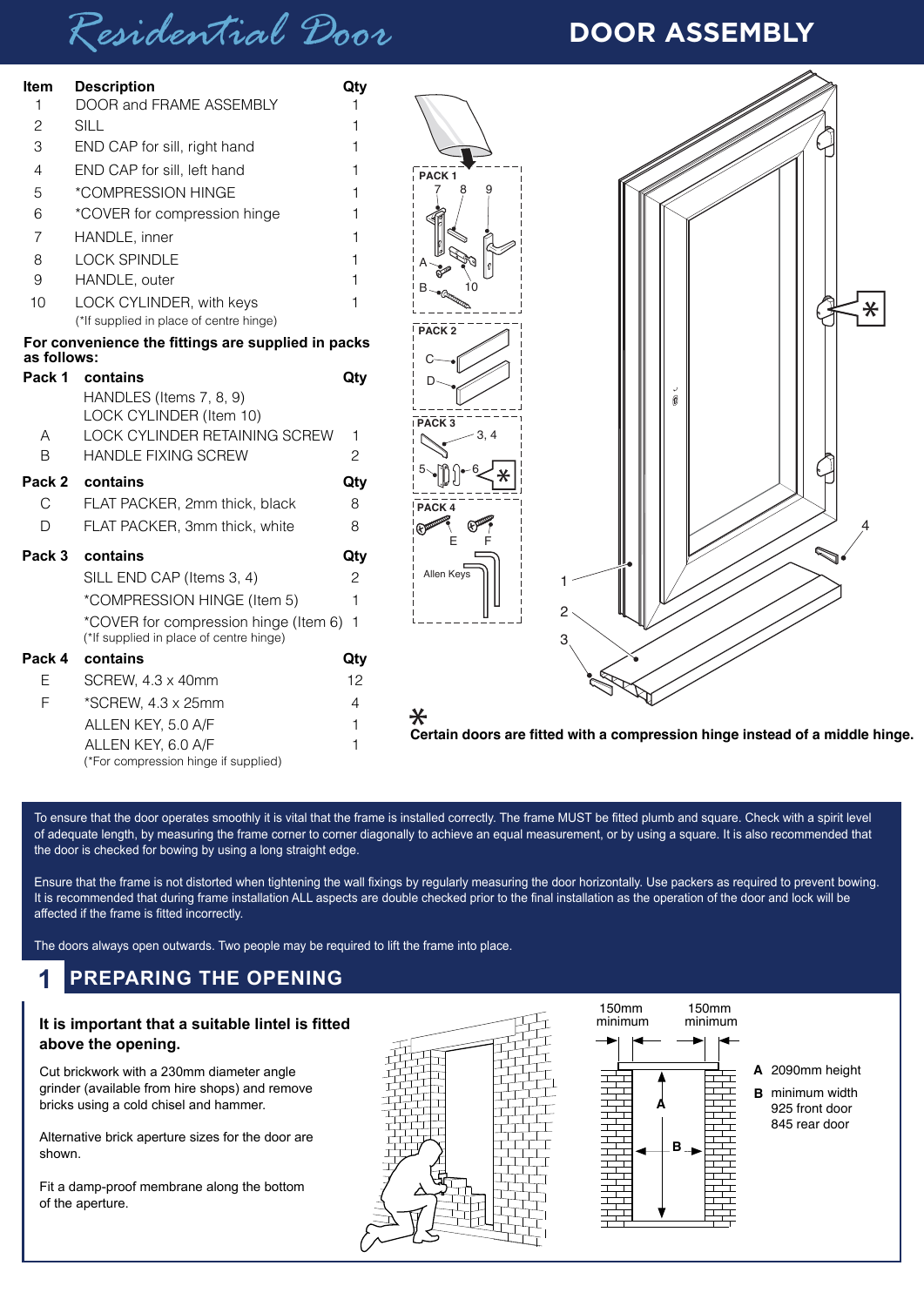# Residential Door

## DOOR ASSEMBLY

| Item | Description | Qty |
|---|---|---|
| 1 | DOOR and FRAME ASSEMBLY | 1 |
| 2 | SILL | 1 |
| 3 | END CAP for sill, right hand | 1 |
| 4 | END CAP for sill, left hand | 1 |
| 5 | *COMPRESSION HINGE | 1 |
| 6 | *COVER for compression hinge | 1 |
| 7 | HANDLE, inner | 1 |
| 8 | LOCK SPINDLE | 1 |
| 9 | HANDLE, outer | 1 |
| 10 | LOCK CYLINDER, with keys | 1 |

(*If supplied in place of centre hinge)

**For convenience the fittings are supplied in packs as follows:**

| Pack 1 | contains | Qty |
|---|---|---|
| | HANDLES (Items 7, 8, 9) | |
| | LOCK CYLINDER (Item 10) | |
| A | LOCK CYLINDER RETAINING SCREW | 1 |
| B | HANDLE FIXING SCREW | 2 |

| Pack 2 | contains | Qty |
|---|---|---|
| C | FLAT PACKER, 2mm thick, black | 8 |
| D | FLAT PACKER, 3mm thick, white | 8 |

| Pack 3 | contains | Qty |
|---|---|---|
| | SILL END CAP (Items 3, 4) | 2 |
| | *COMPRESSION HINGE (Item 5) | 1 |
| | *COVER for compression hinge (Item 6) | 1 |

(*If supplied in place of centre hinge)

| Pack 4 | contains | Qty |
|---|---|---|
| E | SCREW, 4.3 x 40mm | 12 |
| F | *SCREW, 4.3 x 25mm | 4 |
| | ALLEN KEY, 5.0 A/F | 1 |
| | ALLEN KEY, 6.0 A/F | 1 |

(*For compression hinge if supplied)

PACK 1: 7, 8, 9, A, B, 10
PACK 2: C, D
PACK 3: 3, 4, 5, 6
PACK 4: E, F, Allen Keys

✱ **Certain doors are fitted with a compression hinge instead of a middle hinge.**

To ensure that the door operates smoothly it is vital that the frame is installed correctly. The frame MUST be fitted plumb and square. Check with a spirit level of adequate length, by measuring the frame corner to corner diagonally to achieve an equal measurement, or by using a square. It is also recommended that the door is checked for bowing by using a long straight edge.

Ensure that the frame is not distorted when tightening the wall fixings by regularly measuring the door horizontally. Use packers as required to prevent bowing. It is recommended that during frame installation ALL aspects are double checked prior to the final installation as the operation of the door and lock will be affected if the frame is fitted incorrectly.

The doors always open outwards. Two people may be required to lift the frame into place.

## 1 PREPARING THE OPENING

**It is important that a suitable lintel is fitted above the opening.**

Cut brickwork with a 230mm diameter angle grinder (available from hire shops) and remove bricks using a cold chisel and hammer.

Alternative brick aperture sizes for the door are shown.

Fit a damp-proof membrane along the bottom of the aperture.

150mm minimum | 150mm minimum

**A** 2090mm height

**B** minimum width
925 front door
845 rear door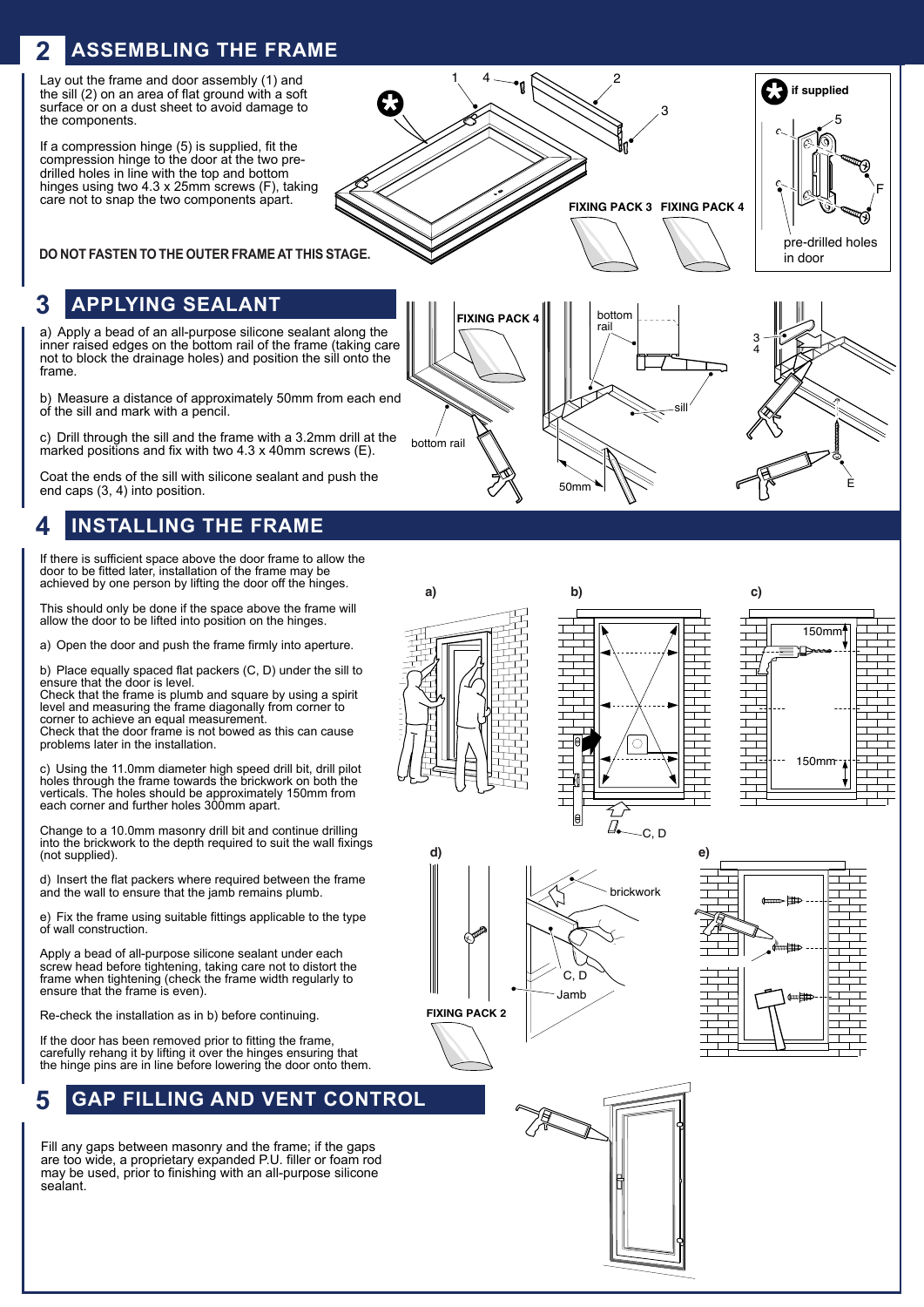## 2 ASSEMBLING THE FRAME

Lay out the frame and door assembly (1) and the sill (2) on an area of flat ground with a soft surface or on a dust sheet to avoid damage to the components.

If a compression hinge (5) is supplied, fit the compression hinge to the door at the two pre-drilled holes in line with the top and bottom hinges using two 4.3 x 25mm screws (F), taking care not to snap the two components apart.

**DO NOT FASTEN TO THE OUTER FRAME AT THIS STAGE.**

## 3 APPLYING SEALANT

a) Apply a bead of an all-purpose silicone sealant along the inner raised edges on the bottom rail of the frame (taking care not to block the drainage holes) and position the sill onto the frame.

b) Measure a distance of approximately 50mm from each end of the sill and mark with a pencil.

c) Drill through the sill and the frame with a 3.2mm drill at the marked positions and fix with two 4.3 x 40mm screws (E).

Coat the ends of the sill with silicone sealant and push the end caps (3, 4) into position.

## 4 INSTALLING THE FRAME

If there is sufficient space above the door frame to allow the door to be fitted later, installation of the frame may be achieved by one person by lifting the door off the hinges.

This should only be done if the space above the frame will allow the door to be lifted into position on the hinges.

a) Open the door and push the frame firmly into aperture.

b) Place equally spaced flat packers (C, D) under the sill to ensure that the door is level.
Check that the frame is plumb and square by using a spirit level and measuring the frame diagonally from corner to corner to achieve an equal measurement.
Check that the door frame is not bowed as this can cause problems later in the installation.

c) Using the 11.0mm diameter high speed drill bit, drill pilot holes through the frame towards the brickwork on both the verticals. The holes should be approximately 150mm from each corner and further holes 300mm apart.

Change to a 10.0mm masonry drill bit and continue drilling into the brickwork to the depth required to suit the wall fixings (not supplied).

d) Insert the flat packers where required between the frame and the wall to ensure that the jamb remains plumb.

e) Fix the frame using suitable fittings applicable to the type of wall construction.

Apply a bead of all-purpose silicone sealant under each screw head before tightening, taking care not to distort the frame when tightening (check the frame width regularly to ensure that the frame is even).

Re-check the installation as in b) before continuing.

If the door has been removed prior to fitting the frame, carefully rehang it by lifting it over the hinges ensuring that the hinge pins are in line before lowering the door onto them.

## 5 GAP FILLING AND VENT CONTROL

Fill any gaps between masonry and the frame; if the gaps are too wide, a proprietary expanded P.U. filler or foam rod may be used, prior to finishing with an all-purpose silicone sealant.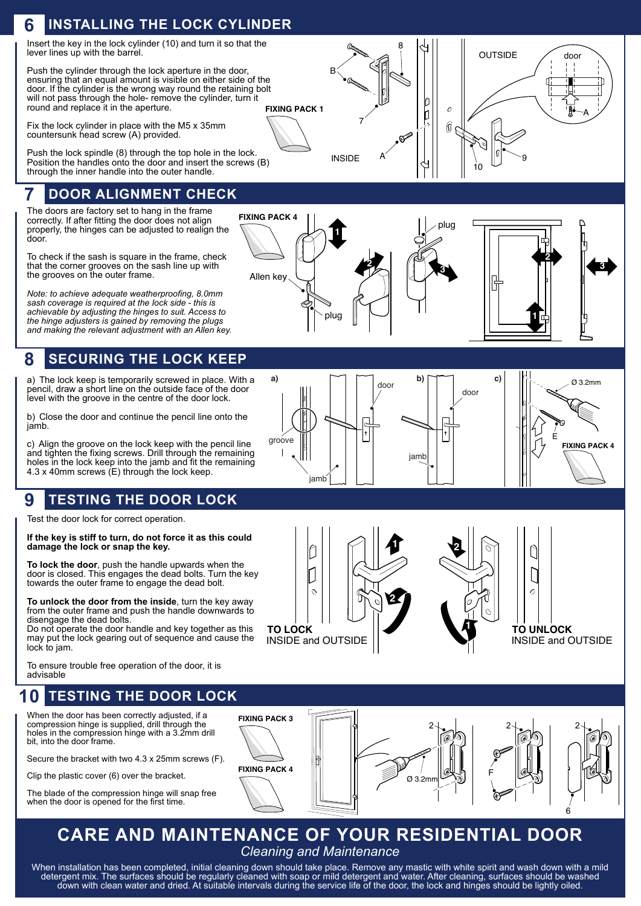## 6 INSTALLING THE LOCK CYLINDER

Insert the key in the lock cylinder (10) and turn it so that the lever lines up with the barrel.

Push the cylinder through the lock aperture in the door, ensuring that an equal amount is visible on either side of the door. If the cylinder is the wrong way round the retaining bolt will not pass through the hole- remove the cylinder, turn it round and replace it in the aperture.

Fix the lock cylinder in place with the M5 x 35mm countersunk head screw (A) provided.

Push the lock spindle (8) through the top hole in the lock. Position the handles onto the door and insert the screws (B) through the inner handle into the outer handle.

FIXING PACK 1

8
B
7
A
INSIDE
OUTSIDE
door
A
10
9

## 7 DOOR ALIGNMENT CHECK

The doors are factory set to hang in the frame correctly. If after fitting the door does not align properly, the hinges can be adjusted to realign the door.

To check if the sash is square in the frame, check that the corner grooves on the sash line up with the grooves on the outer frame.

*Note: to achieve adequate weatherproofing, 8.0mm sash coverage is required at the lock side - this is achievable by adjusting the hinges to suit. Access to the hinge adjusters is gained by removing the plugs and making the relevant adjustment with an Allen key.*

FIXING PACK 4

Allen key
plug
plug
1
2
3

## 8 SECURING THE LOCK KEEP

a) The lock keep is temporarily screwed in place. With a pencil, draw a short line on the outside face of the door level with the groove in the centre of the door lock.

b) Close the door and continue the pencil line onto the jamb.

c) Align the groove on the lock keep with the pencil line and tighten the fixing screws. Drill through the remaining holes in the lock keep into the jamb and fit the remaining 4.3 x 40mm screws (E) through the lock keep.

a) groove, jamb, door
b) door, jamb
c) Ø 3.2mm, E
FIXING PACK 4

## 9 TESTING THE DOOR LOCK

Test the door lock for correct operation.

**If the key is stiff to turn, do not force it as this could damage the lock or snap the key.**

**To lock the door**, push the handle upwards when the door is closed. This engages the dead bolts. Turn the key towards the outer frame to engage the dead bolt.

**To unlock the door from the inside**, turn the key away from the outer frame and push the handle downwards to disengage the dead bolts.
Do not operate the door handle and key together as this may put the lock gearing out of sequence and cause the lock to jam.

To ensure trouble free operation of the door, it is advisable

**TO LOCK**
INSIDE and OUTSIDE

**TO UNLOCK**
INSIDE and OUTSIDE

## 10 TESTING THE DOOR LOCK

When the door has been correctly adjusted, if a compression hinge is supplied, drill through the holes in the compression hinge with a 3.2mm drill bit, into the door frame.

Secure the bracket with two 4.3 x 25mm screws (F).

Clip the plastic cover (6) over the bracket.

The blade of the compression hinge will snap free when the door is opened for the first time.

FIXING PACK 3

FIXING PACK 4

Ø 3.2mm
2
F
6

# CARE AND MAINTENANCE OF YOUR RESIDENTIAL DOOR

*Cleaning and Maintenance*

When installation has been completed, initial cleaning down should take place. Remove any mastic with white spirit and wash down with a mild detergent mix. The surfaces should be regularly cleaned with soap or mild detergent and water. After cleaning, surfaces should be washed down with clean water and dried. At suitable intervals during the service life of the door, the lock and hinges should be lightly oiled.